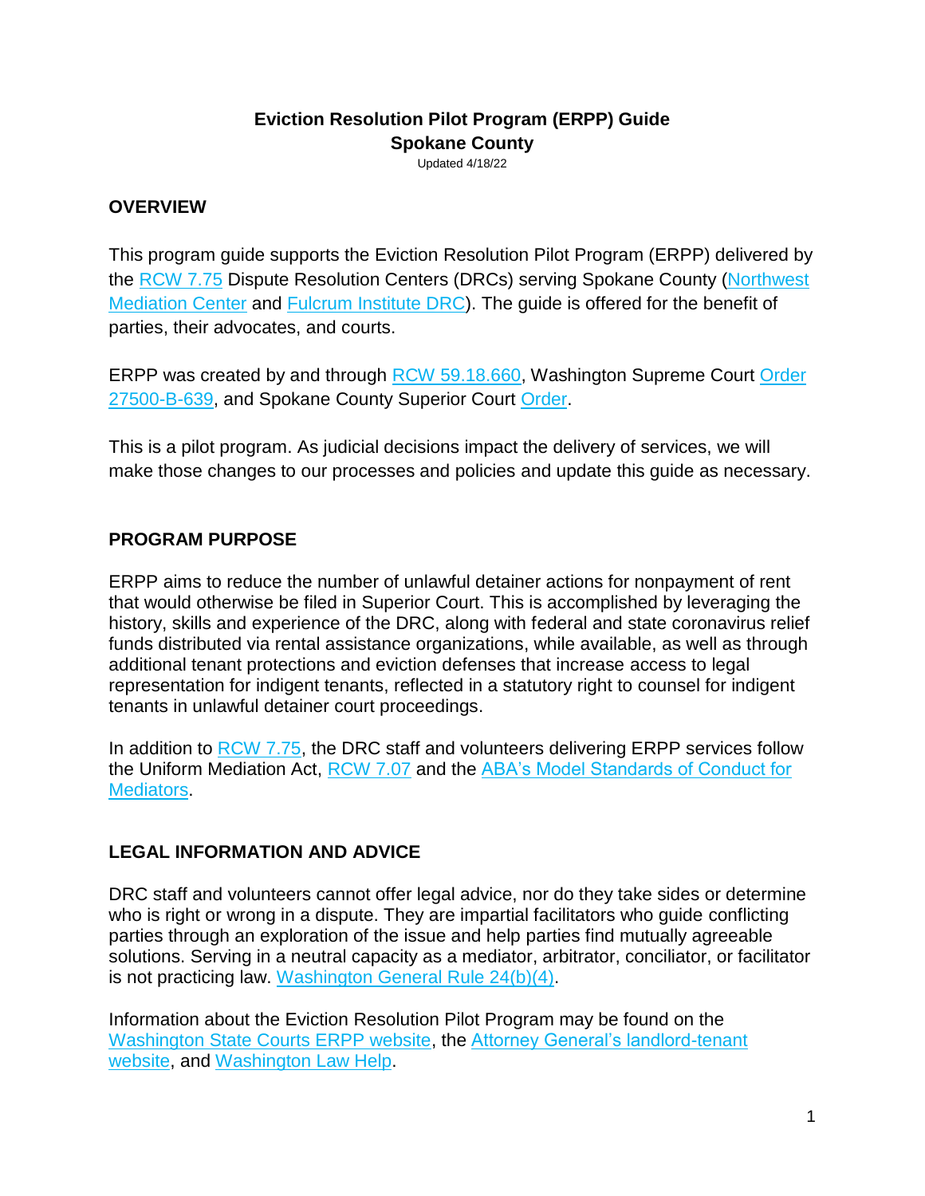# Eviction Resolution Pilot Program (ERPP) Guide
# Spokane County

Updated 4/18/22

## OVERVIEW

This program guide supports the Eviction Resolution Pilot Program (ERPP) delivered by the RCW 7.75 Dispute Resolution Centers (DRCs) serving Spokane County (Northwest Mediation Center and Fulcrum Institute DRC). The guide is offered for the benefit of parties, their advocates, and courts.

ERPP was created by and through RCW 59.18.660, Washington Supreme Court Order 27500-B-639, and Spokane County Superior Court Order.

This is a pilot program. As judicial decisions impact the delivery of services, we will make those changes to our processes and policies and update this guide as necessary.

## PROGRAM PURPOSE

ERPP aims to reduce the number of unlawful detainer actions for nonpayment of rent that would otherwise be filed in Superior Court. This is accomplished by leveraging the history, skills and experience of the DRC, along with federal and state coronavirus relief funds distributed via rental assistance organizations, while available, as well as through additional tenant protections and eviction defenses that increase access to legal representation for indigent tenants, reflected in a statutory right to counsel for indigent tenants in unlawful detainer court proceedings.

In addition to RCW 7.75, the DRC staff and volunteers delivering ERPP services follow the Uniform Mediation Act, RCW 7.07 and the ABA's Model Standards of Conduct for Mediators.

## LEGAL INFORMATION AND ADVICE

DRC staff and volunteers cannot offer legal advice, nor do they take sides or determine who is right or wrong in a dispute. They are impartial facilitators who guide conflicting parties through an exploration of the issue and help parties find mutually agreeable solutions. Serving in a neutral capacity as a mediator, arbitrator, conciliator, or facilitator is not practicing law. Washington General Rule 24(b)(4).

Information about the Eviction Resolution Pilot Program may be found on the Washington State Courts ERPP website, the Attorney General's landlord-tenant website, and Washington Law Help.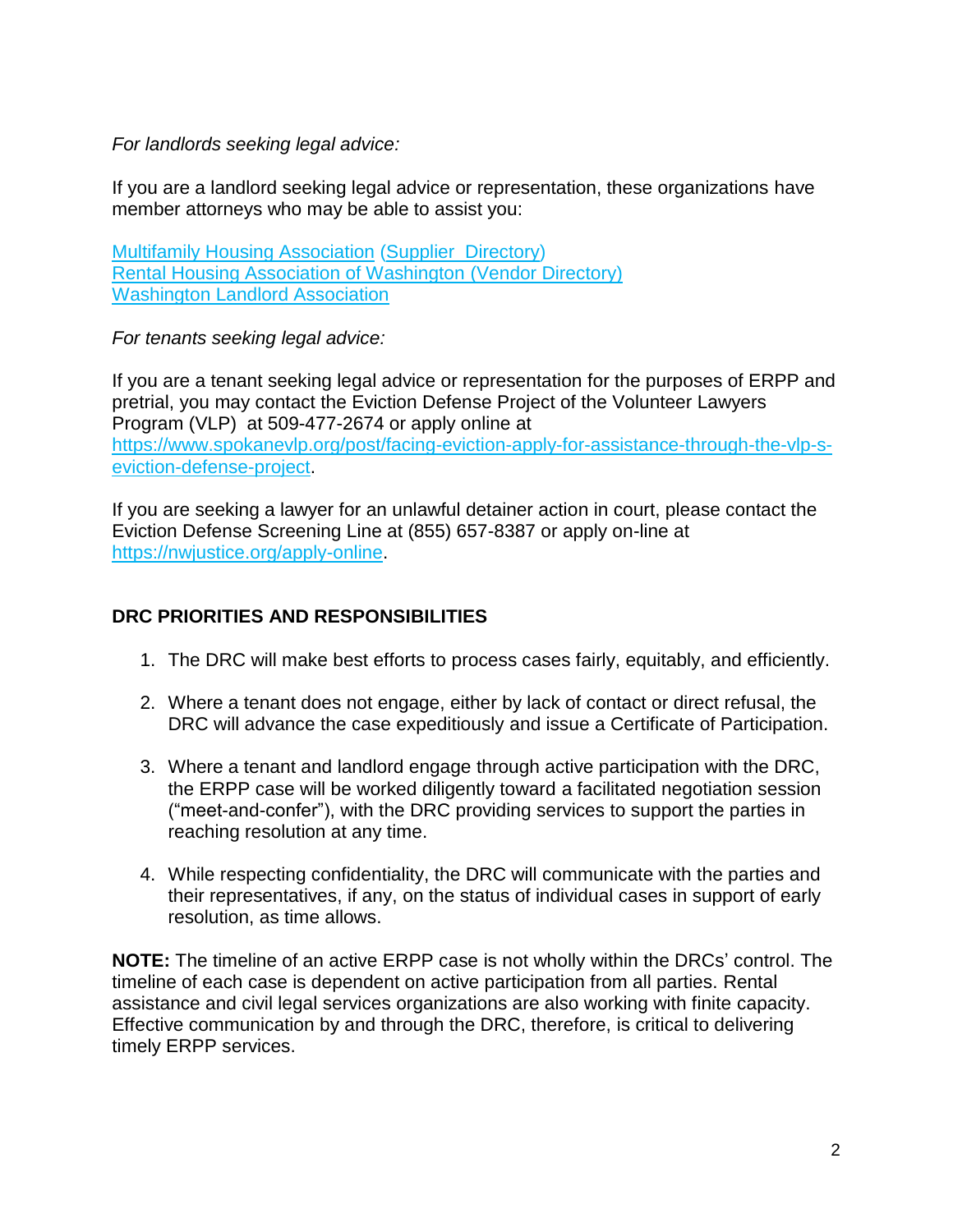*For landlords seeking legal advice:*

If you are a landlord seeking legal advice or representation, these organizations have member attorneys who may be able to assist you:

Multifamily Housing Association (Supplier Directory)
Rental Housing Association of Washington (Vendor Directory)
Washington Landlord Association

*For tenants seeking legal advice:*

If you are a tenant seeking legal advice or representation for the purposes of ERPP and pretrial, you may contact the Eviction Defense Project of the Volunteer Lawyers Program (VLP) at 509-477-2674 or apply online at https://www.spokanevlp.org/post/facing-eviction-apply-for-assistance-through-the-vlp-s-eviction-defense-project.

If you are seeking a lawyer for an unlawful detainer action in court, please contact the Eviction Defense Screening Line at (855) 657-8387 or apply on-line at https://nwjustice.org/apply-online.

**DRC PRIORITIES AND RESPONSIBILITIES**

1. The DRC will make best efforts to process cases fairly, equitably, and efficiently.

2. Where a tenant does not engage, either by lack of contact or direct refusal, the DRC will advance the case expeditiously and issue a Certificate of Participation.

3. Where a tenant and landlord engage through active participation with the DRC, the ERPP case will be worked diligently toward a facilitated negotiation session ("meet-and-confer"), with the DRC providing services to support the parties in reaching resolution at any time.

4. While respecting confidentiality, the DRC will communicate with the parties and their representatives, if any, on the status of individual cases in support of early resolution, as time allows.

**NOTE:** The timeline of an active ERPP case is not wholly within the DRCs' control. The timeline of each case is dependent on active participation from all parties. Rental assistance and civil legal services organizations are also working with finite capacity. Effective communication by and through the DRC, therefore, is critical to delivering timely ERPP services.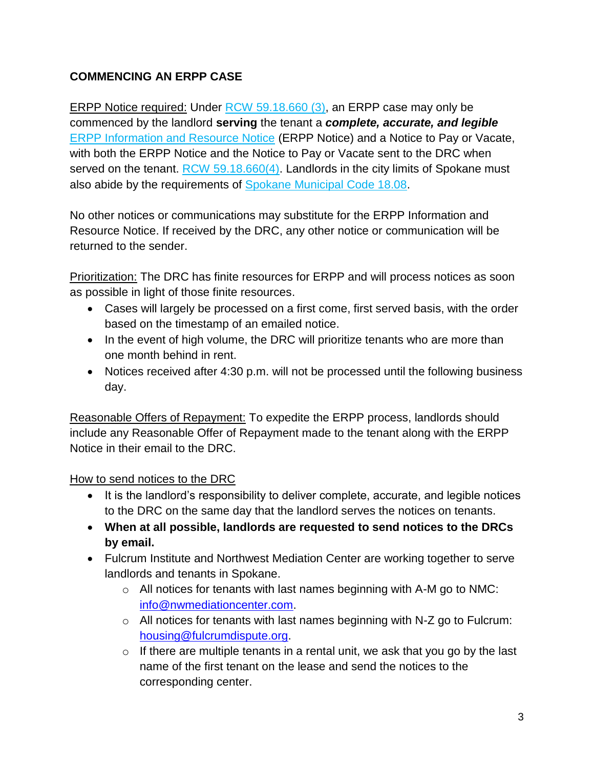## COMMENCING AN ERPP CASE

ERPP Notice required: Under RCW 59.18.660 (3), an ERPP case may only be commenced by the landlord **serving** the tenant a ***complete, accurate, and legible*** ERPP Information and Resource Notice (ERPP Notice) and a Notice to Pay or Vacate, with both the ERPP Notice and the Notice to Pay or Vacate sent to the DRC when served on the tenant. RCW 59.18.660(4). Landlords in the city limits of Spokane must also abide by the requirements of Spokane Municipal Code 18.08.

No other notices or communications may substitute for the ERPP Information and Resource Notice. If received by the DRC, any other notice or communication will be returned to the sender.

Prioritization: The DRC has finite resources for ERPP and will process notices as soon as possible in light of those finite resources.

- Cases will largely be processed on a first come, first served basis, with the order based on the timestamp of an emailed notice.
- In the event of high volume, the DRC will prioritize tenants who are more than one month behind in rent.
- Notices received after 4:30 p.m. will not be processed until the following business day.

Reasonable Offers of Repayment: To expedite the ERPP process, landlords should include any Reasonable Offer of Repayment made to the tenant along with the ERPP Notice in their email to the DRC.

How to send notices to the DRC

- It is the landlord's responsibility to deliver complete, accurate, and legible notices to the DRC on the same day that the landlord serves the notices on tenants.
- **When at all possible, landlords are requested to send notices to the DRCs by email.**
- Fulcrum Institute and Northwest Mediation Center are working together to serve landlords and tenants in Spokane.
    - All notices for tenants with last names beginning with A-M go to NMC: info@nwmediationcenter.com.
    - All notices for tenants with last names beginning with N-Z go to Fulcrum: housing@fulcrumdispute.org.
    - If there are multiple tenants in a rental unit, we ask that you go by the last name of the first tenant on the lease and send the notices to the corresponding center.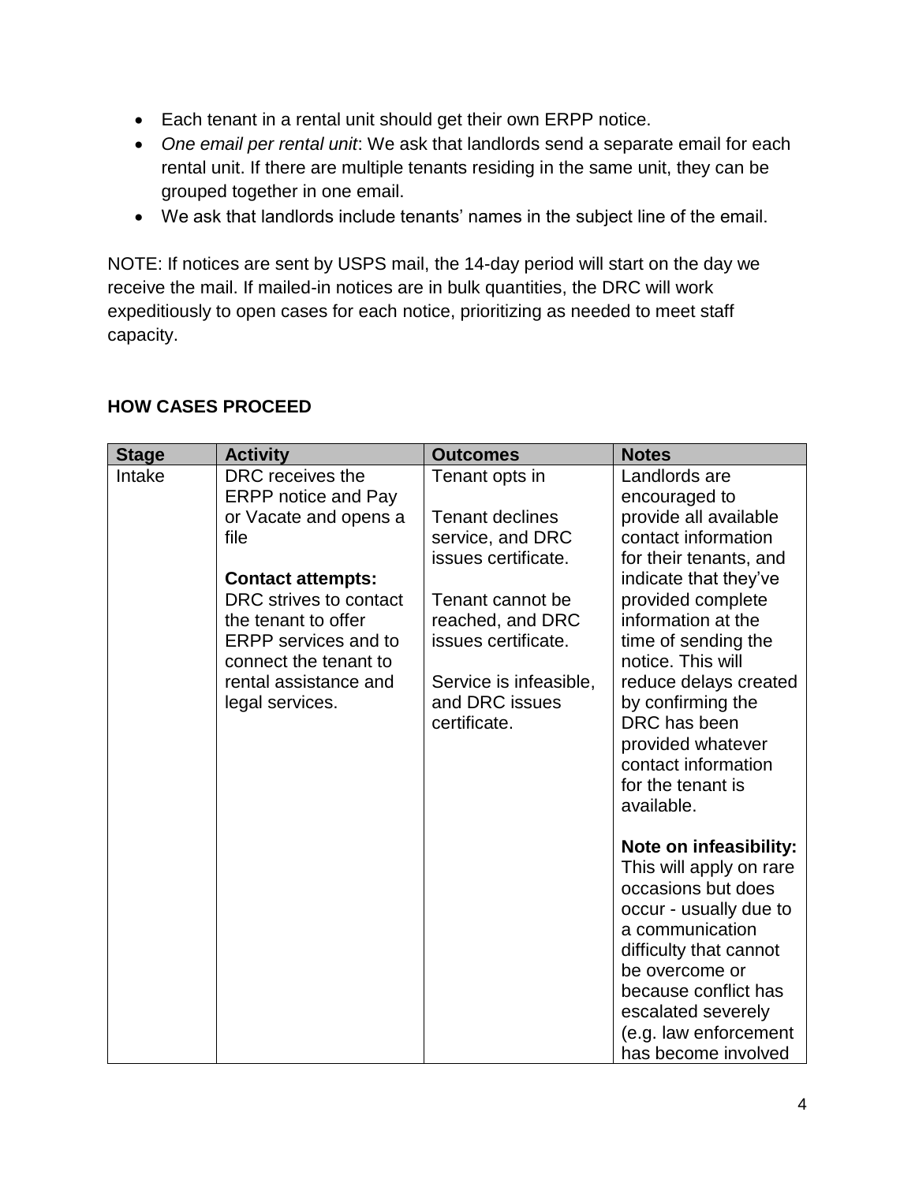- Each tenant in a rental unit should get their own ERPP notice.
- *One email per rental unit*: We ask that landlords send a separate email for each rental unit. If there are multiple tenants residing in the same unit, they can be grouped together in one email.
- We ask that landlords include tenants' names in the subject line of the email.

NOTE: If notices are sent by USPS mail, the 14-day period will start on the day we receive the mail. If mailed-in notices are in bulk quantities, the DRC will work expeditiously to open cases for each notice, prioritizing as needed to meet staff capacity.

**HOW CASES PROCEED**

| Stage | Activity | Outcomes | Notes |
|---|---|---|---|
| Intake | DRC receives the ERPP notice and Pay or Vacate and opens a file<br><br>**Contact attempts:** DRC strives to contact the tenant to offer ERPP services and to connect the tenant to rental assistance and legal services. | Tenant opts in<br><br>Tenant declines service, and DRC issues certificate.<br><br>Tenant cannot be reached, and DRC issues certificate.<br><br>Service is infeasible, and DRC issues certificate. | Landlords are encouraged to provide all available contact information for their tenants, and indicate that they've provided complete information at the time of sending the notice. This will reduce delays created by confirming the DRC has been provided whatever contact information for the tenant is available.<br><br>**Note on infeasibility:** This will apply on rare occasions but does occur - usually due to a communication difficulty that cannot be overcome or because conflict has escalated severely (e.g. law enforcement has become involved |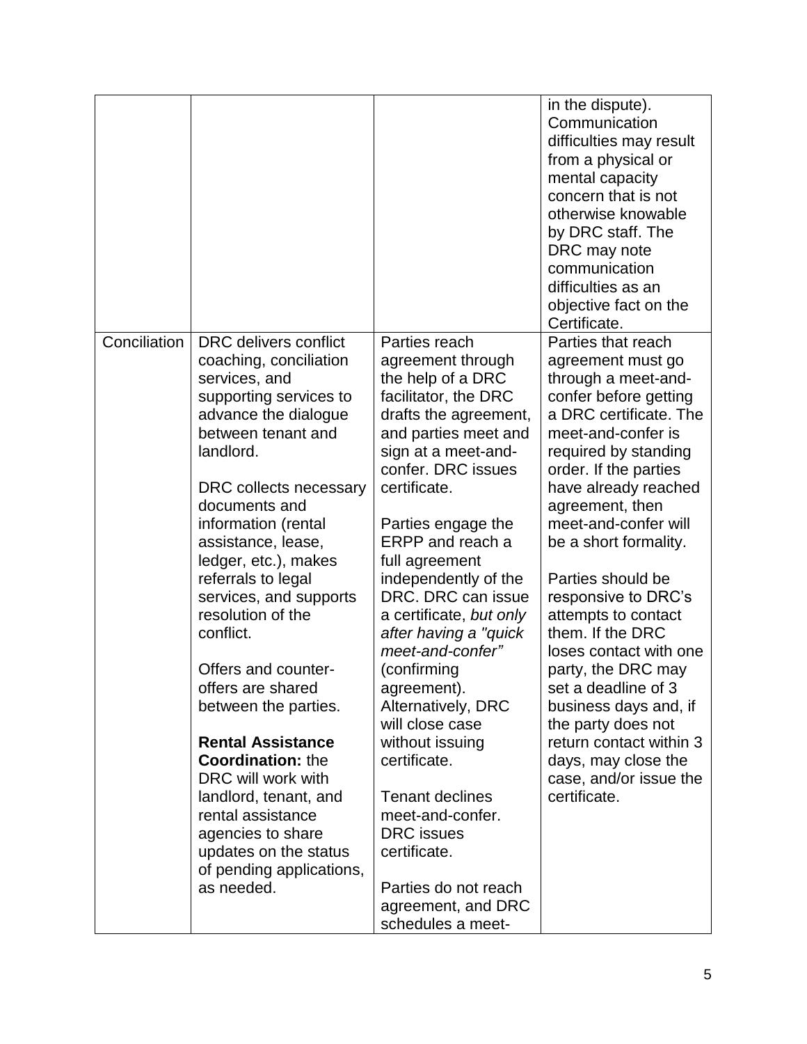| | | | |
|---|---|---|---|
| | | | in the dispute). Communication difficulties may result from a physical or mental capacity concern that is not otherwise knowable by DRC staff. The DRC may note communication difficulties as an objective fact on the Certificate. |
| Conciliation | DRC delivers conflict coaching, conciliation services, and supporting services to advance the dialogue between tenant and landlord.<br><br>DRC collects necessary documents and information (rental assistance, lease, ledger, etc.), makes referrals to legal services, and supports resolution of the conflict.<br><br>Offers and counter-offers are shared between the parties.<br><br>**Rental Assistance Coordination:** the DRC will work with landlord, tenant, and rental assistance agencies to share updates on the status of pending applications, as needed. | Parties reach agreement through the help of a DRC facilitator, the DRC drafts the agreement, and parties meet and sign at a meet-and-confer. DRC issues certificate.<br><br>Parties engage the ERPP and reach a full agreement independently of the DRC. DRC can issue a certificate, *but only after having a "quick meet-and-confer"* (confirming agreement). Alternatively, DRC will close case without issuing certificate.<br><br>Tenant declines meet-and-confer. DRC issues certificate.<br><br>Parties do not reach agreement, and DRC schedules a meet- | Parties that reach agreement must go through a meet-and-confer before getting a DRC certificate. The meet-and-confer is required by standing order. If the parties have already reached agreement, then meet-and-confer will be a short formality.<br><br>Parties should be responsive to DRC's attempts to contact them. If the DRC loses contact with one party, the DRC may set a deadline of 3 business days and, if the party does not return contact within 3 days, may close the case, and/or issue the certificate. |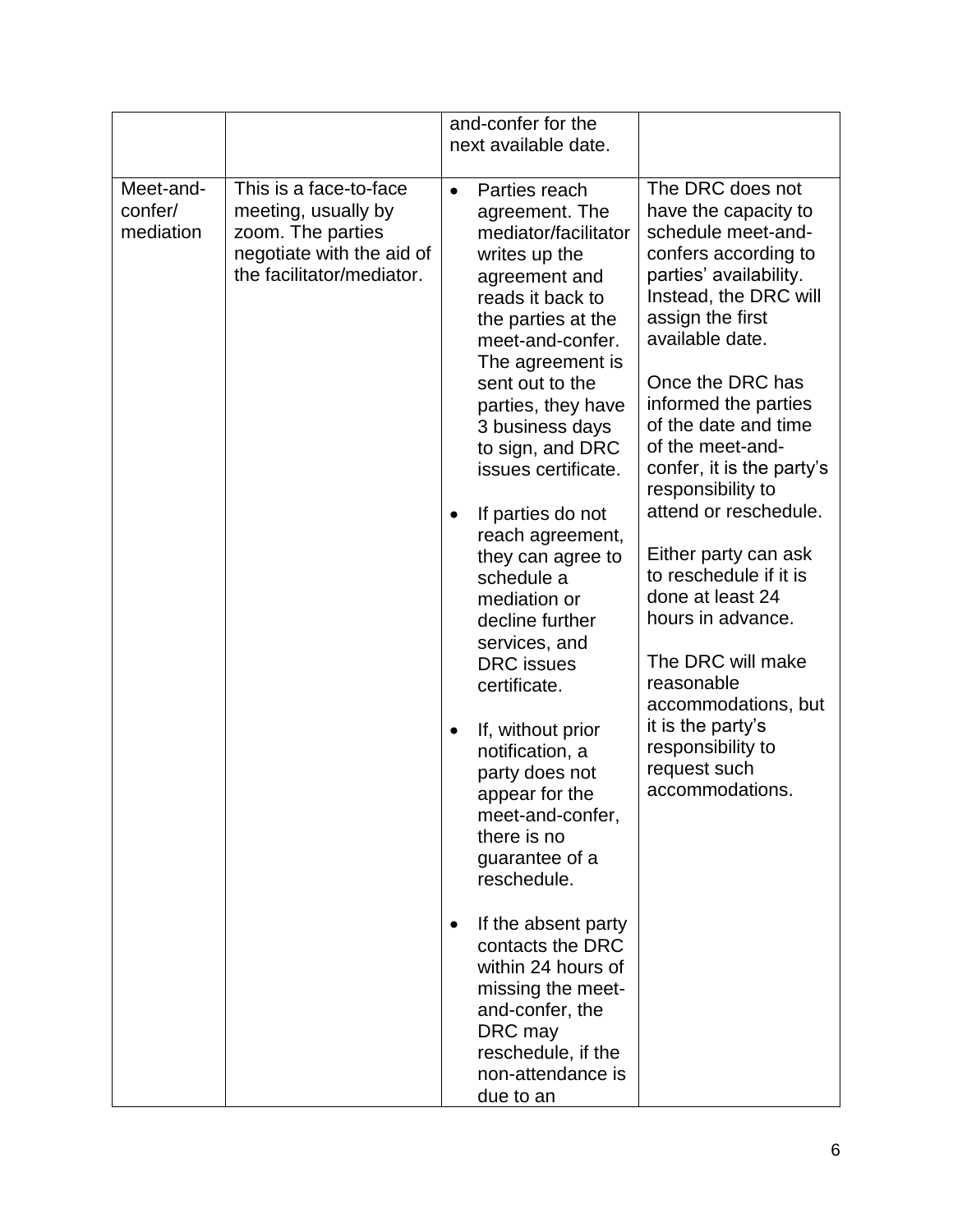| | | and-confer for the next available date. | |
|---|---|---|---|
| Meet-and-confer/ mediation | This is a face-to-face meeting, usually by zoom. The parties negotiate with the aid of the facilitator/mediator. | • Parties reach agreement. The mediator/facilitator writes up the agreement and reads it back to the parties at the meet-and-confer. The agreement is sent out to the parties, they have 3 business days to sign, and DRC issues certificate.<br><br>• If parties do not reach agreement, they can agree to schedule a mediation or decline further services, and DRC issues certificate.<br><br>• If, without prior notification, a party does not appear for the meet-and-confer, there is no guarantee of a reschedule.<br><br>• If the absent party contacts the DRC within 24 hours of missing the meet-and-confer, the DRC may reschedule, if the non-attendance is due to an | The DRC does not have the capacity to schedule meet-and-confers according to parties' availability. Instead, the DRC will assign the first available date.<br><br>Once the DRC has informed the parties of the date and time of the meet-and-confer, it is the party's responsibility to attend or reschedule.<br><br>Either party can ask to reschedule if it is done at least 24 hours in advance.<br><br>The DRC will make reasonable accommodations, but it is the party's responsibility to request such accommodations. |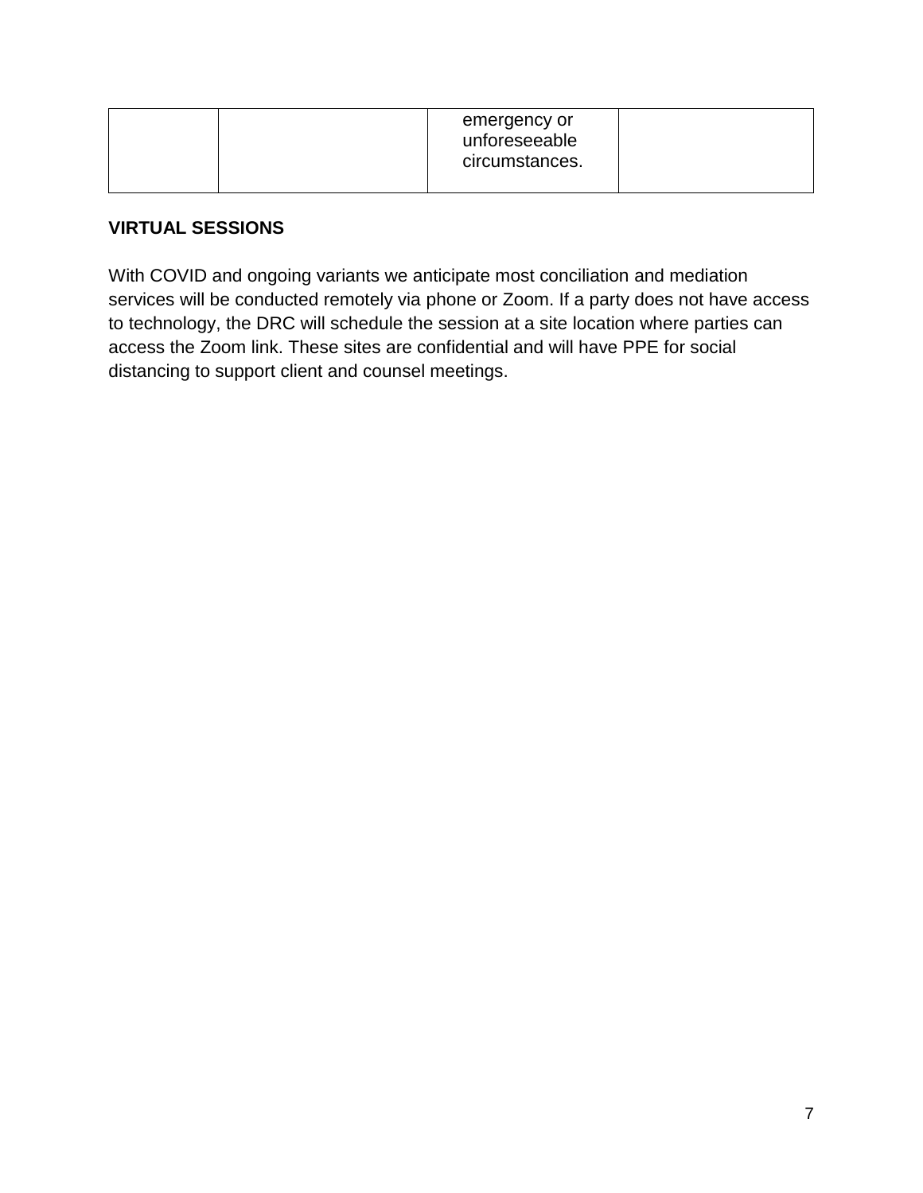| | | | |
|---|---|---|---|
| | | emergency or unforeseeable circumstances. | |

**VIRTUAL SESSIONS**

With COVID and ongoing variants we anticipate most conciliation and mediation services will be conducted remotely via phone or Zoom. If a party does not have access to technology, the DRC will schedule the session at a site location where parties can access the Zoom link. These sites are confidential and will have PPE for social distancing to support client and counsel meetings.